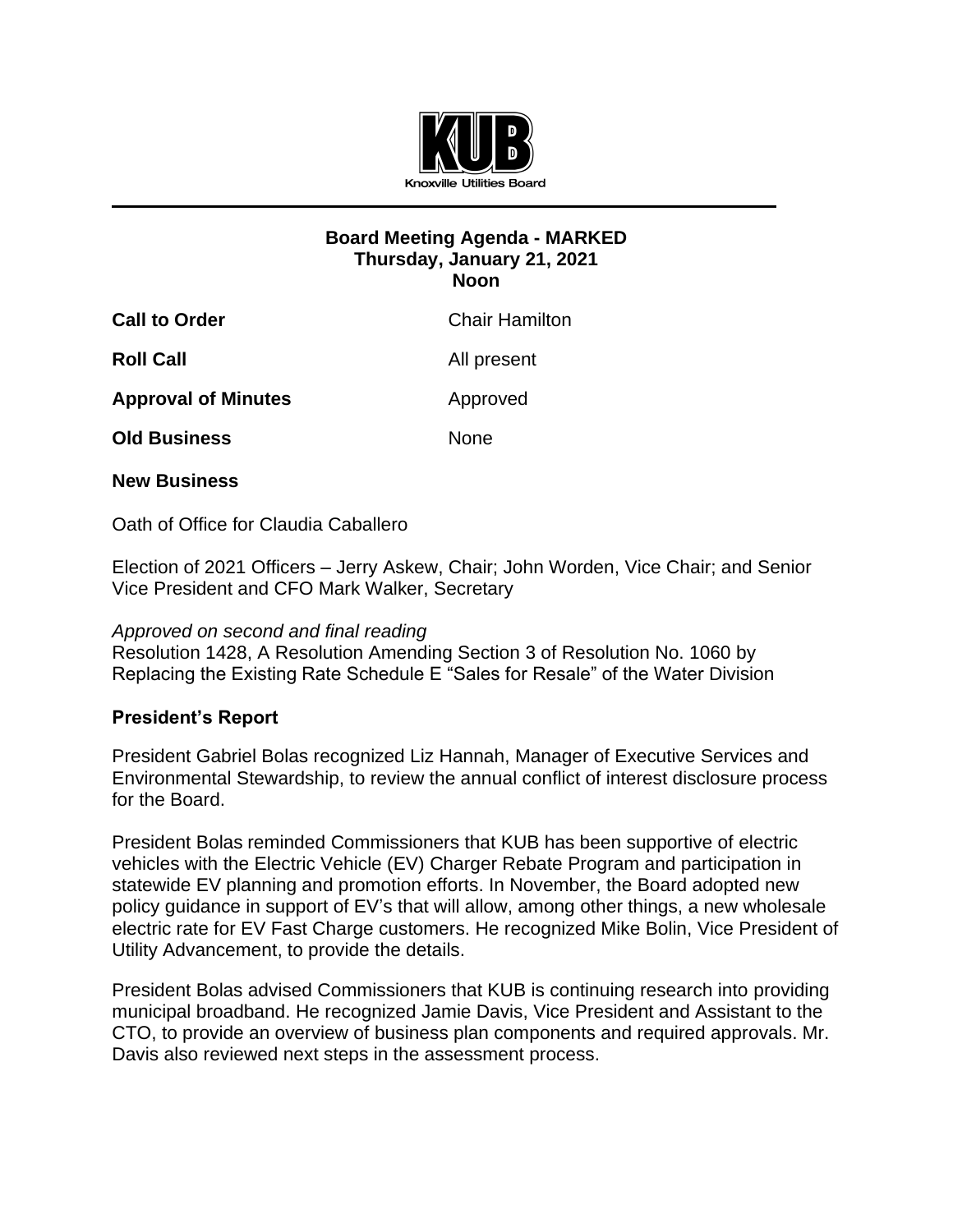KUB

Knoxville Utilities Board

## Board Meeting Agenda - MARKED
### Thursday, January 21, 2021
### Noon

| | |
|---|---|
| **Call to Order** | Chair Hamilton |
| **Roll Call** | All present |
| **Approval of Minutes** | Approved |
| **Old Business** | None |

**New Business**

Oath of Office for Claudia Caballero

Election of 2021 Officers – Jerry Askew, Chair; John Worden, Vice Chair; and Senior Vice President and CFO Mark Walker, Secretary

*Approved on second and final reading*
Resolution 1428, A Resolution Amending Section 3 of Resolution No. 1060 by Replacing the Existing Rate Schedule E "Sales for Resale" of the Water Division

**President's Report**

President Gabriel Bolas recognized Liz Hannah, Manager of Executive Services and Environmental Stewardship, to review the annual conflict of interest disclosure process for the Board.

President Bolas reminded Commissioners that KUB has been supportive of electric vehicles with the Electric Vehicle (EV) Charger Rebate Program and participation in statewide EV planning and promotion efforts. In November, the Board adopted new policy guidance in support of EV's that will allow, among other things, a new wholesale electric rate for EV Fast Charge customers. He recognized Mike Bolin, Vice President of Utility Advancement, to provide the details.

President Bolas advised Commissioners that KUB is continuing research into providing municipal broadband. He recognized Jamie Davis, Vice President and Assistant to the CTO, to provide an overview of business plan components and required approvals. Mr. Davis also reviewed next steps in the assessment process.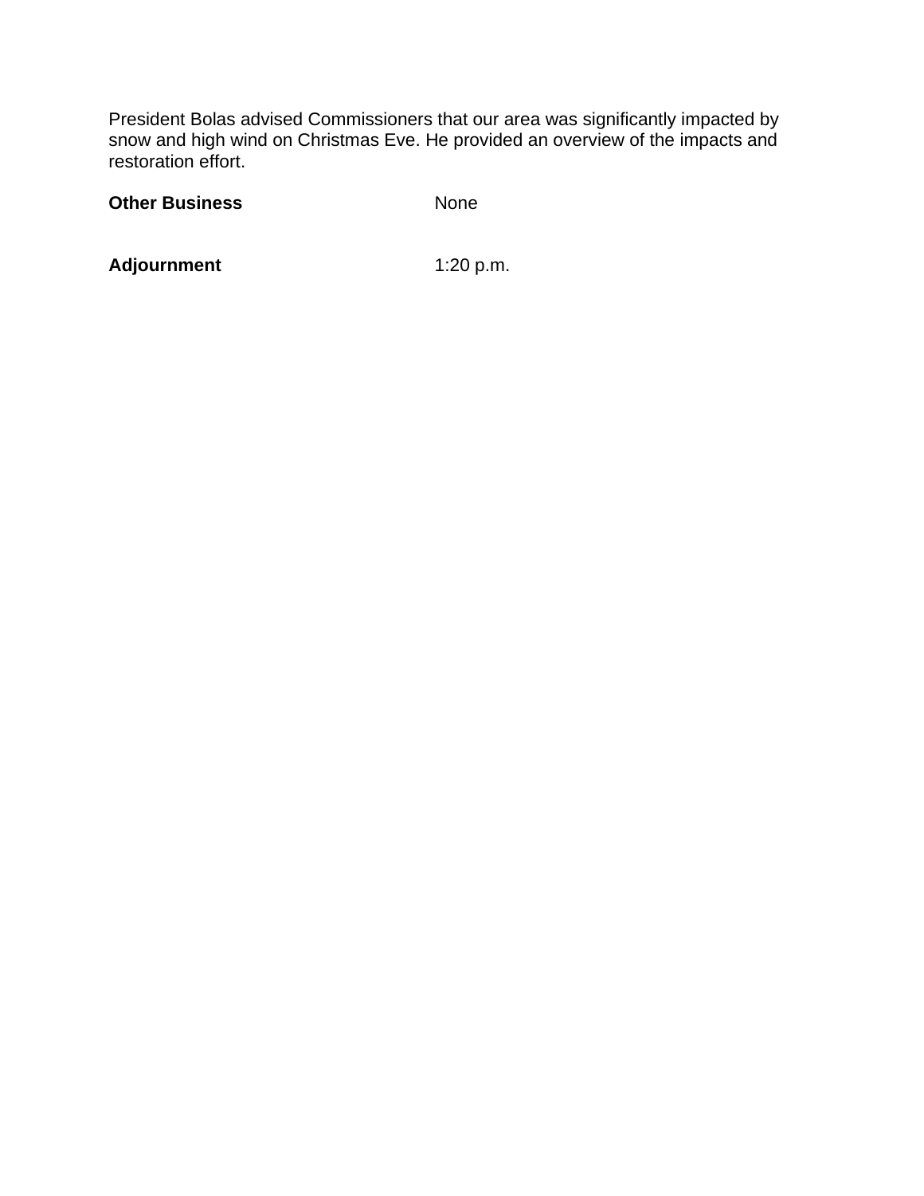President Bolas advised Commissioners that our area was significantly impacted by snow and high wind on Christmas Eve. He provided an overview of the impacts and restoration effort.

**Other Business** None

**Adjournment** 1:20 p.m.